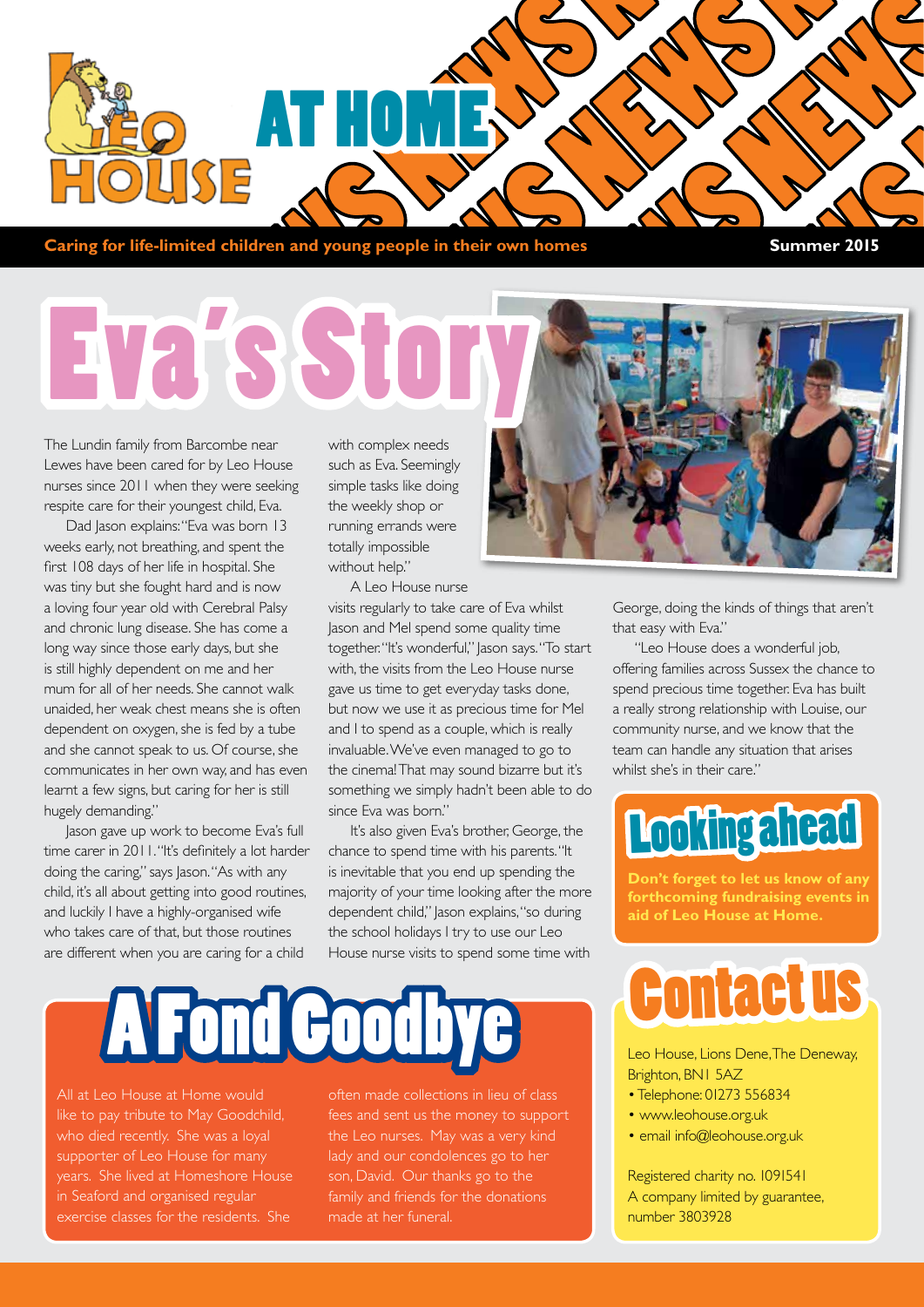# Leo House AT HOME NEWS

**Caring for life-limited children and young people in their own homes** **Summer 2015**

# Eva's Story

The Lundin family from Barcombe near Lewes have been cared for by Leo House nurses since 2011 when they were seeking respite care for their youngest child, Eva.

Dad Jason explains: "Eva was born 13 weeks early, not breathing, and spent the first 108 days of her life in hospital. She was tiny but she fought hard and is now a loving four year old with Cerebral Palsy and chronic lung disease. She has come a long way since those early days, but she is still highly dependent on me and her mum for all of her needs. She cannot walk unaided, her weak chest means she is often dependent on oxygen, she is fed by a tube and she cannot speak to us. Of course, she communicates in her own way, and has even learnt a few signs, but caring for her is still hugely demanding."

Jason gave up work to become Eva's full time carer in 2011. "It's definitely a lot harder doing the caring," says Jason. "As with any child, it's all about getting into good routines, and luckily I have a highly-organised wife who takes care of that, but those routines are different when you are caring for a child with complex needs such as Eva. Seemingly simple tasks like doing the weekly shop or running errands were totally impossible without help."

A Leo House nurse visits regularly to take care of Eva whilst Jason and Mel spend some quality time together. "It's wonderful," Jason says. "To start with, the visits from the Leo House nurse gave us time to get everyday tasks done, but now we use it as precious time for Mel and I to spend as a couple, which is really invaluable. We've even managed to go to the cinema! That may sound bizarre but it's something we simply hadn't been able to do since Eva was born."

It's also given Eva's brother, George, the chance to spend time with his parents. "It is inevitable that you end up spending the majority of your time looking after the more dependent child," Jason explains, "so during the school holidays I try to use our Leo House nurse visits to spend some time with George, doing the kinds of things that aren't that easy with Eva."

"Leo House does a wonderful job, offering families across Sussex the chance to spend precious time together. Eva has built a really strong relationship with Louise, our community nurse, and we know that the team can handle any situation that arises whilst she's in their care."

## Looking ahead

**Don't forget to let us know of any forthcoming fundraising events in aid of Leo House at Home.**

## A Fond Goodbye

All at Leo House at Home would like to pay tribute to May Goodchild, who died recently. She was a loyal supporter of Leo House for many years. She lived at Homeshore House in Seaford and organised regular exercise classes for the residents. She often made collections in lieu of class fees and sent us the money to support the Leo nurses. May was a very kind lady and our condolences go to her son, David. Our thanks go to the family and friends for the donations made at her funeral.

## Contact us

Leo House, Lions Dene, The Deneway, Brighton, BN1 5AZ

- Telephone: 01273 556834
- www.leohouse.org.uk
- email info@leohouse.org.uk

Registered charity no. 1091541
A company limited by guarantee, number 3803928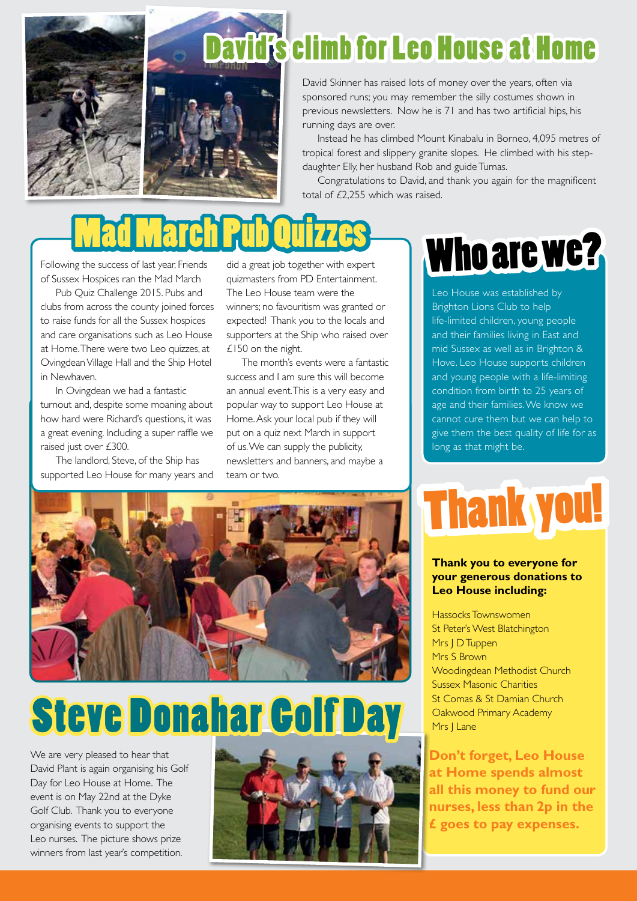# David's climb for Leo House at Home

David Skinner has raised lots of money over the years, often via sponsored runs; you may remember the silly costumes shown in previous newsletters. Now he is 71 and has two artificial hips, his running days are over.

Instead he has climbed Mount Kinabalu in Borneo, 4,095 metres of tropical forest and slippery granite slopes. He climbed with his step-daughter Elly, her husband Rob and guide Tumas.

Congratulations to David, and thank you again for the magnificent total of £2,255 which was raised.

# Mad March Pub Quizzes

Following the success of last year, Friends of Sussex Hospices ran the Mad March Pub Quiz Challenge 2015. Pubs and clubs from across the county joined forces to raise funds for all the Sussex hospices and care organisations such as Leo House at Home. There were two Leo quizzes, at Ovingdean Village Hall and the Ship Hotel in Newhaven.

In Ovingdean we had a fantastic turnout and, despite some moaning about how hard were Richard's questions, it was a great evening. Including a super raffle we raised just over £300.

The landlord, Steve, of the Ship has supported Leo House for many years and did a great job together with expert quizmasters from PD Entertainment. The Leo House team were the winners; no favouritism was granted or expected! Thank you to the locals and supporters at the Ship who raised over £150 on the night.

The month's events were a fantastic success and I am sure this will become an annual event. This is a very easy and popular way to support Leo House at Home. Ask your local pub if they will put on a quiz next March in support of us. We can supply the publicity, newsletters and banners, and maybe a team or two.

# Steve Donahar Golf Day

We are very pleased to hear that David Plant is again organising his Golf Day for Leo House at Home. The event is on May 22nd at the Dyke Golf Club. Thank you to everyone organising events to support the Leo nurses. The picture shows prize winners from last year's competition.

# Who are we?

Leo House was established by Brighton Lions Club to help life-limited children, young people and their families living in East and mid Sussex as well as in Brighton & Hove. Leo House supports children and young people with a life-limiting condition from birth to 25 years of age and their families. We know we cannot cure them but we can help to give them the best quality of life for as long as that might be.

# Thank you!

**Thank you to everyone for your generous donations to Leo House including:**

Hassocks Townswomen
St Peter's West Blatchington
Mrs J D Tuppen
Mrs S Brown
Woodingdean Methodist Church
Sussex Masonic Charities
St Comas & St Damian Church
Oakwood Primary Academy
Mrs J Lane

**Don't forget, Leo House at Home spends almost all this money to fund our nurses, less than 2p in the £ goes to pay expenses.**